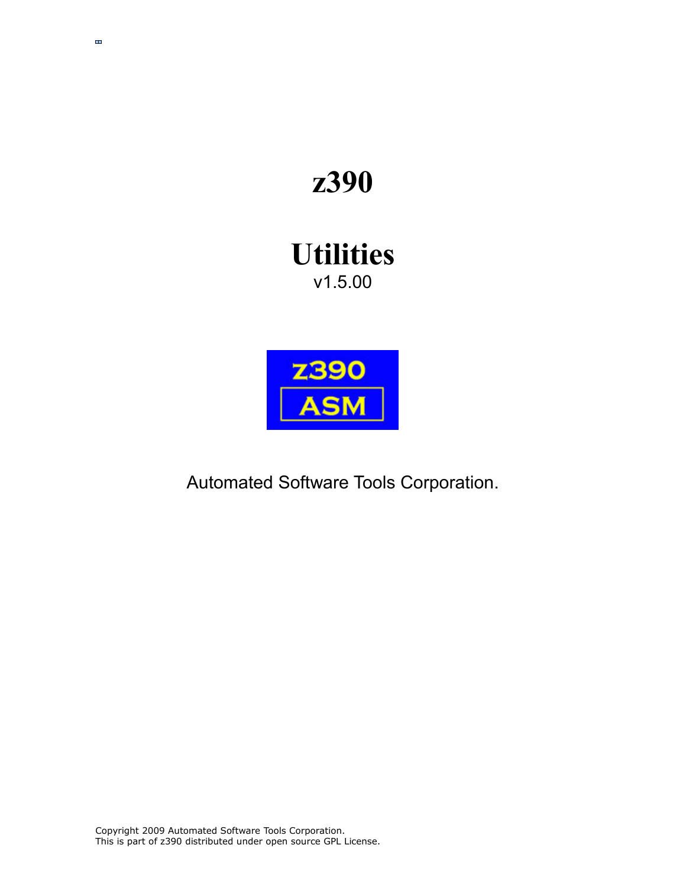# z390

# Utilities

v1.5.00

Automated Software Tools Corporation.

Copyright 2009 Automated Software Tools Corporation.
This is part of z390 distributed under open source GPL License.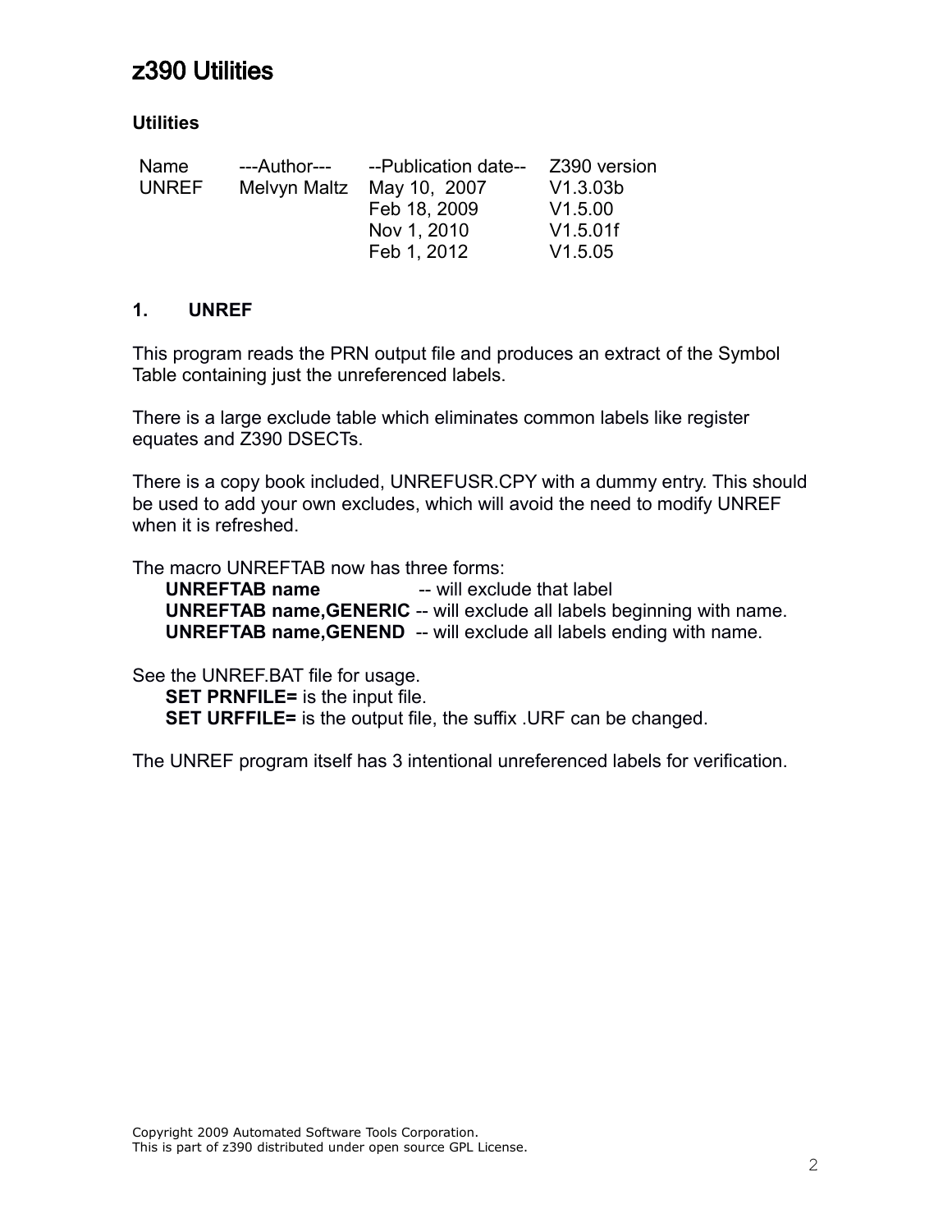# z390 Utilities

**Utilities**

| Name | ---Author--- | --Publication date-- | Z390 version |
| --- | --- | --- | --- |
| UNREF | Melvyn Maltz | May 10, 2007 | V1.3.03b |
| | | Feb 18, 2009 | V1.5.00 |
| | | Nov 1, 2010 | V1.5.01f |
| | | Feb 1, 2012 | V1.5.05 |

## 1. UNREF

This program reads the PRN output file and produces an extract of the Symbol Table containing just the unreferenced labels.

There is a large exclude table which eliminates common labels like register equates and Z390 DSECTs.

There is a copy book included, UNREFUSR.CPY with a dummy entry. This should be used to add your own excludes, which will avoid the need to modify UNREF when it is refreshed.

The macro UNREFTAB now has three forms:

- **UNREFTAB name** -- will exclude that label
- **UNREFTAB name,GENERIC** -- will exclude all labels beginning with name.
- **UNREFTAB name,GENEND** -- will exclude all labels ending with name.

See the UNREF.BAT file for usage.

- **SET PRNFILE=** is the input file.
- **SET URFFILE=** is the output file, the suffix .URF can be changed.

The UNREF program itself has 3 intentional unreferenced labels for verification.

Copyright 2009 Automated Software Tools Corporation.
This is part of z390 distributed under open source GPL License.